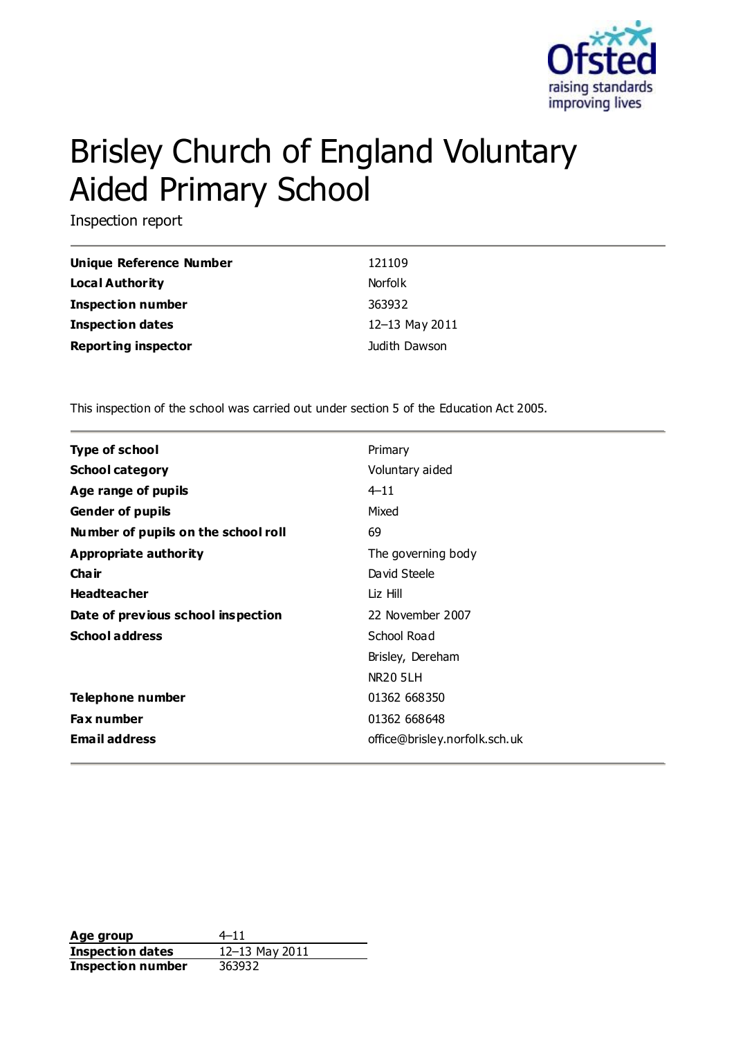# Brisley Church of England Voluntary Aided Primary School

Inspection report

| | |
|---|---|
| **Unique Reference Number** | 121109 |
| **Local Authority** | Norfolk |
| **Inspection number** | 363932 |
| **Inspection dates** | 12–13 May 2011 |
| **Reporting inspector** | Judith Dawson |

This inspection of the school was carried out under section 5 of the Education Act 2005.

| | |
|---|---|
| **Type of school** | Primary |
| **School category** | Voluntary aided |
| **Age range of pupils** | 4–11 |
| **Gender of pupils** | Mixed |
| **Number of pupils on the school roll** | 69 |
| **Appropriate authority** | The governing body |
| **Chair** | David Steele |
| **Headteacher** | Liz Hill |
| **Date of previous school inspection** | 22 November 2007 |
| **School address** | School Road<br>Brisley, Dereham<br>NR20 5LH |
| **Telephone number** | 01362 668350 |
| **Fax number** | 01362 668648 |
| **Email address** | office@brisley.norfolk.sch.uk |

| | |
|---|---|
| **Age group** | 4–11 |
| **Inspection dates** | 12–13 May 2011 |
| **Inspection number** | 363932 |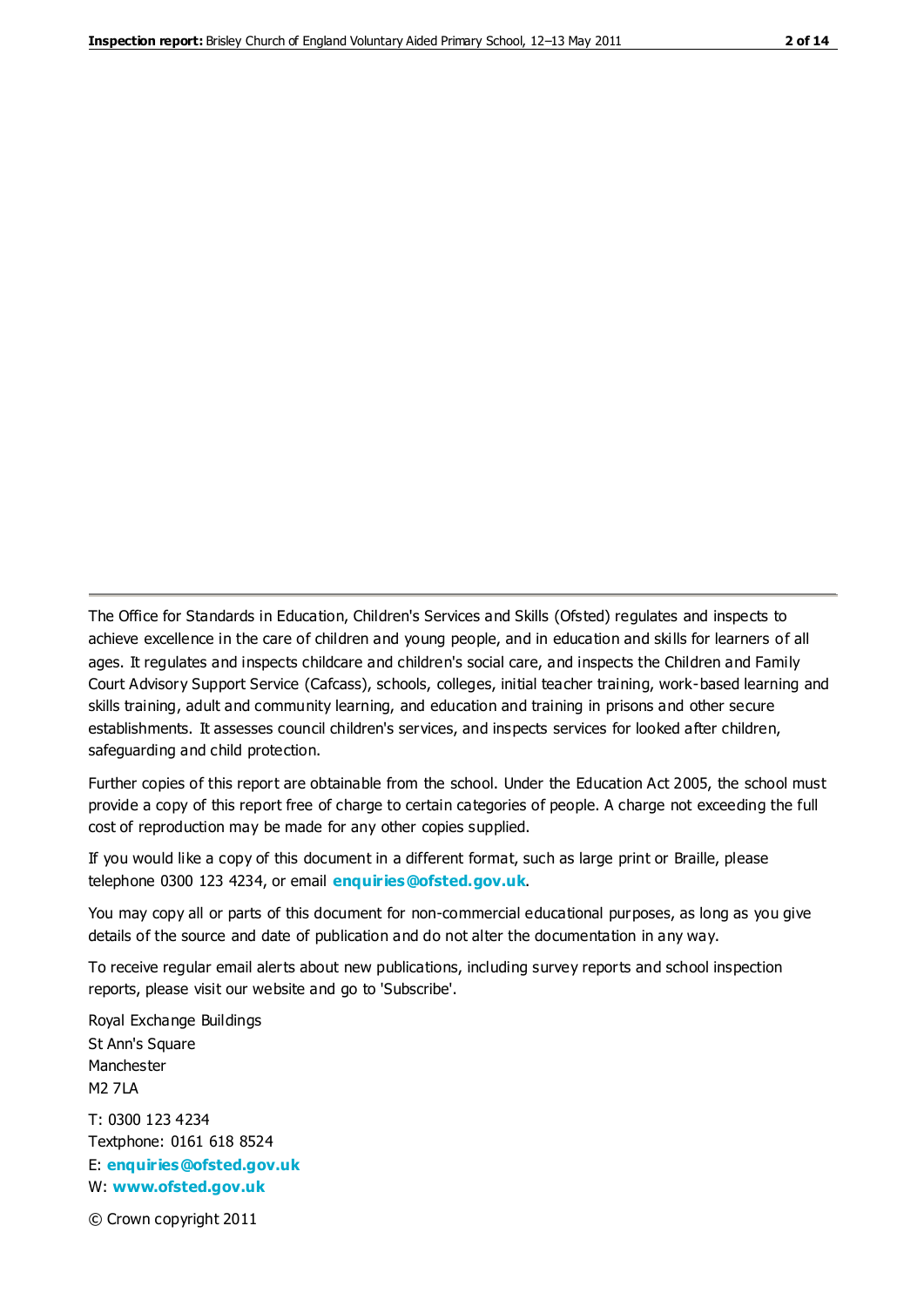The Office for Standards in Education, Children's Services and Skills (Ofsted) regulates and inspects to achieve excellence in the care of children and young people, and in education and skills for learners of all ages. It regulates and inspects childcare and children's social care, and inspects the Children and Family Court Advisory Support Service (Cafcass), schools, colleges, initial teacher training, work-based learning and skills training, adult and community learning, and education and training in prisons and other secure establishments. It assesses council children's services, and inspects services for looked after children, safeguarding and child protection.

Further copies of this report are obtainable from the school. Under the Education Act 2005, the school must provide a copy of this report free of charge to certain categories of people. A charge not exceeding the full cost of reproduction may be made for any other copies supplied.

If you would like a copy of this document in a different format, such as large print or Braille, please telephone 0300 123 4234, or email **enquiries@ofsted.gov.uk**.

You may copy all or parts of this document for non-commercial educational purposes, as long as you give details of the source and date of publication and do not alter the documentation in any way.

To receive regular email alerts about new publications, including survey reports and school inspection reports, please visit our website and go to 'Subscribe'.

Royal Exchange Buildings
St Ann's Square
Manchester
M2 7LA

T: 0300 123 4234
Textphone: 0161 618 8524
E: **enquiries@ofsted.gov.uk**
W: **www.ofsted.gov.uk**

© Crown copyright 2011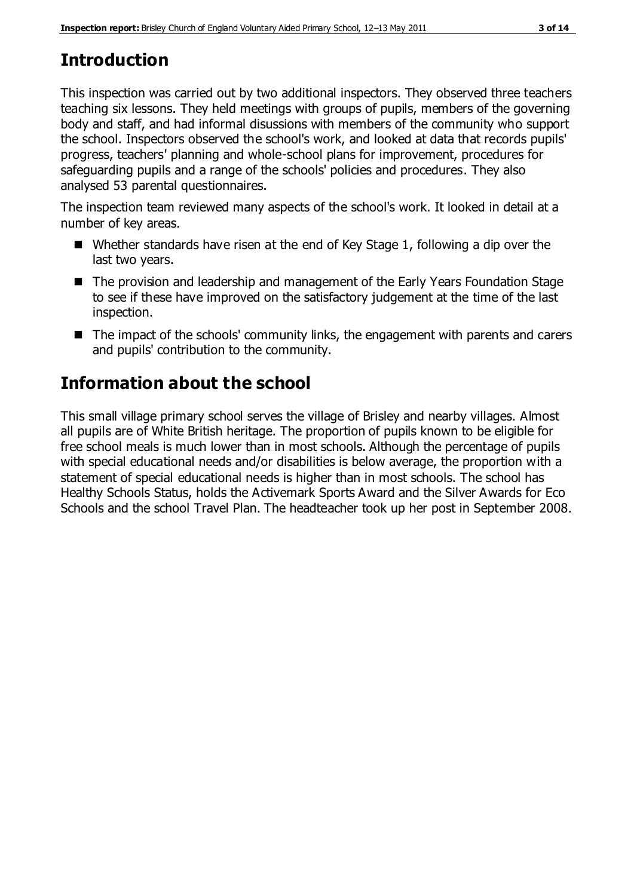## Introduction

This inspection was carried out by two additional inspectors. They observed three teachers teaching six lessons. They held meetings with groups of pupils, members of the governing body and staff, and had informal disussions with members of the community who support the school. Inspectors observed the school's work, and looked at data that records pupils' progress, teachers' planning and whole-school plans for improvement, procedures for safeguarding pupils and a range of the schools' policies and procedures. They also analysed 53 parental questionnaires.

The inspection team reviewed many aspects of the school's work. It looked in detail at a number of key areas.

- Whether standards have risen at the end of Key Stage 1, following a dip over the last two years.
- The provision and leadership and management of the Early Years Foundation Stage to see if these have improved on the satisfactory judgement at the time of the last inspection.
- The impact of the schools' community links, the engagement with parents and carers and pupils' contribution to the community.

## Information about the school

This small village primary school serves the village of Brisley and nearby villages. Almost all pupils are of White British heritage. The proportion of pupils known to be eligible for free school meals is much lower than in most schools. Although the percentage of pupils with special educational needs and/or disabilities is below average, the proportion with a statement of special educational needs is higher than in most schools. The school has Healthy Schools Status, holds the Activemark Sports Award and the Silver Awards for Eco Schools and the school Travel Plan. The headteacher took up her post in September 2008.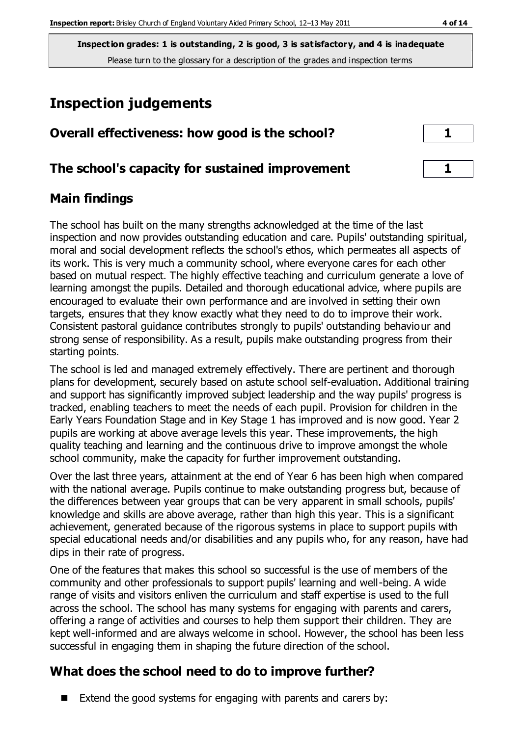**Inspection grades: 1 is outstanding, 2 is good, 3 is satisfactory, and 4 is inadequate**
Please turn to the glossary for a description of the grades and inspection terms

# Inspection judgements

## Overall effectiveness: how good is the school? 1

## The school's capacity for sustained improvement 1

## Main findings

The school has built on the many strengths acknowledged at the time of the last inspection and now provides outstanding education and care. Pupils' outstanding spiritual, moral and social development reflects the school's ethos, which permeates all aspects of its work. This is very much a community school, where everyone cares for each other based on mutual respect. The highly effective teaching and curriculum generate a love of learning amongst the pupils. Detailed and thorough educational advice, where pupils are encouraged to evaluate their own performance and are involved in setting their own targets, ensures that they know exactly what they need to do to improve their work. Consistent pastoral guidance contributes strongly to pupils' outstanding behaviour and strong sense of responsibility. As a result, pupils make outstanding progress from their starting points.

The school is led and managed extremely effectively. There are pertinent and thorough plans for development, securely based on astute school self-evaluation. Additional training and support has significantly improved subject leadership and the way pupils' progress is tracked, enabling teachers to meet the needs of each pupil. Provision for children in the Early Years Foundation Stage and in Key Stage 1 has improved and is now good. Year 2 pupils are working at above average levels this year. These improvements, the high quality teaching and learning and the continuous drive to improve amongst the whole school community, make the capacity for further improvement outstanding.

Over the last three years, attainment at the end of Year 6 has been high when compared with the national average. Pupils continue to make outstanding progress but, because of the differences between year groups that can be very apparent in small schools, pupils' knowledge and skills are above average, rather than high this year. This is a significant achievement, generated because of the rigorous systems in place to support pupils with special educational needs and/or disabilities and any pupils who, for any reason, have had dips in their rate of progress.

One of the features that makes this school so successful is the use of members of the community and other professionals to support pupils' learning and well-being. A wide range of visits and visitors enliven the curriculum and staff expertise is used to the full across the school. The school has many systems for engaging with parents and carers, offering a range of activities and courses to help them support their children. They are kept well-informed and are always welcome in school. However, the school has been less successful in engaging them in shaping the future direction of the school.

## What does the school need to do to improve further?

- Extend the good systems for engaging with parents and carers by: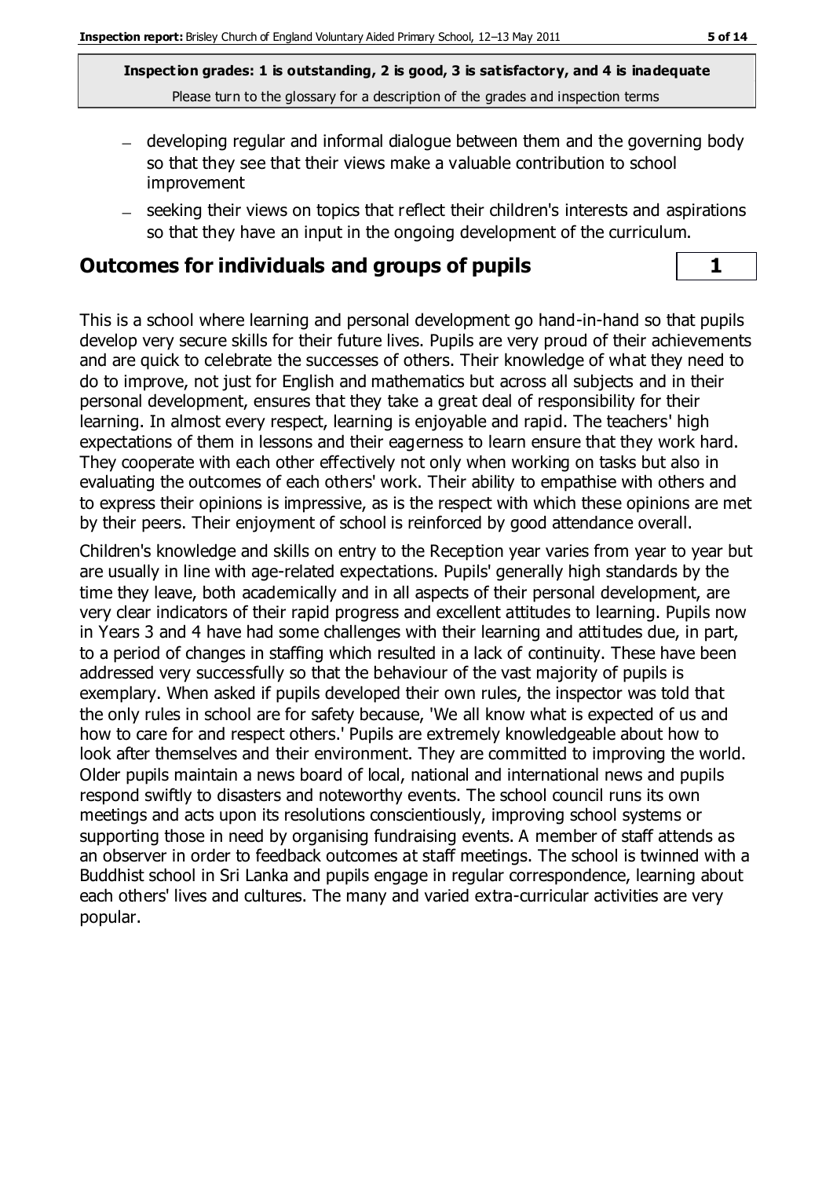- developing regular and informal dialogue between them and the governing body so that they see that their views make a valuable contribution to school improvement
- seeking their views on topics that reflect their children's interests and aspirations so that they have an input in the ongoing development of the curriculum.

## Outcomes for individuals and groups of pupils — 1

This is a school where learning and personal development go hand-in-hand so that pupils develop very secure skills for their future lives. Pupils are very proud of their achievements and are quick to celebrate the successes of others. Their knowledge of what they need to do to improve, not just for English and mathematics but across all subjects and in their personal development, ensures that they take a great deal of responsibility for their learning. In almost every respect, learning is enjoyable and rapid. The teachers' high expectations of them in lessons and their eagerness to learn ensure that they work hard. They cooperate with each other effectively not only when working on tasks but also in evaluating the outcomes of each others' work. Their ability to empathise with others and to express their opinions is impressive, as is the respect with which these opinions are met by their peers. Their enjoyment of school is reinforced by good attendance overall.

Children's knowledge and skills on entry to the Reception year varies from year to year but are usually in line with age-related expectations. Pupils' generally high standards by the time they leave, both academically and in all aspects of their personal development, are very clear indicators of their rapid progress and excellent attitudes to learning. Pupils now in Years 3 and 4 have had some challenges with their learning and attitudes due, in part, to a period of changes in staffing which resulted in a lack of continuity. These have been addressed very successfully so that the behaviour of the vast majority of pupils is exemplary. When asked if pupils developed their own rules, the inspector was told that the only rules in school are for safety because, 'We all know what is expected of us and how to care for and respect others.' Pupils are extremely knowledgeable about how to look after themselves and their environment. They are committed to improving the world. Older pupils maintain a news board of local, national and international news and pupils respond swiftly to disasters and noteworthy events. The school council runs its own meetings and acts upon its resolutions conscientiously, improving school systems or supporting those in need by organising fundraising events. A member of staff attends as an observer in order to feedback outcomes at staff meetings. The school is twinned with a Buddhist school in Sri Lanka and pupils engage in regular correspondence, learning about each others' lives and cultures. The many and varied extra-curricular activities are very popular.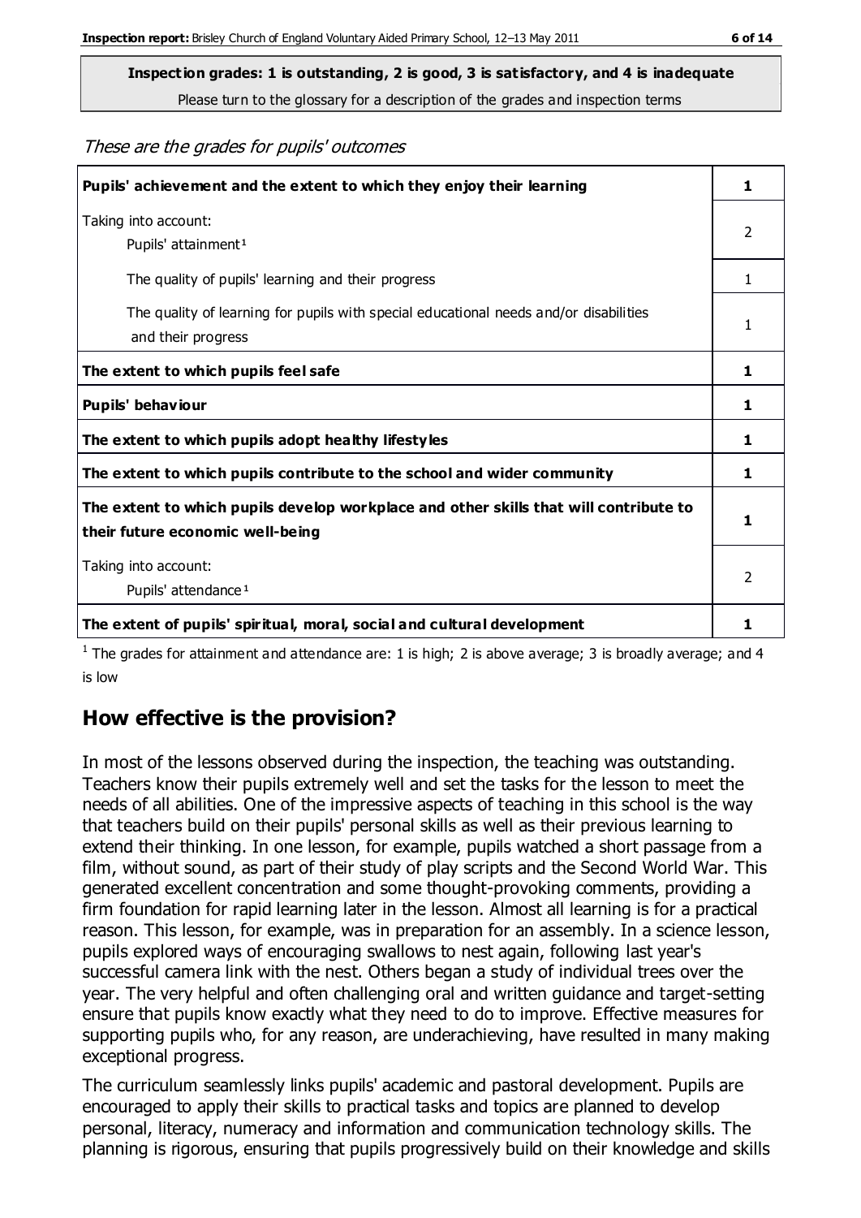**Inspection grades: 1 is outstanding, 2 is good, 3 is satisfactory, and 4 is inadequate**
Please turn to the glossary for a description of the grades and inspection terms

*These are the grades for pupils' outcomes*

| | |
|---|---|
| **Pupils' achievement and the extent to which they enjoy their learning** | **1** |
| Taking into account: Pupils' attainment[1] | 2 |
| The quality of pupils' learning and their progress | 1 |
| The quality of learning for pupils with special educational needs and/or disabilities and their progress | 1 |
| **The extent to which pupils feel safe** | **1** |
| **Pupils' behaviour** | **1** |
| **The extent to which pupils adopt healthy lifestyles** | **1** |
| **The extent to which pupils contribute to the school and wider community** | **1** |
| **The extent to which pupils develop workplace and other skills that will contribute to their future economic well-being** | **1** |
| Taking into account: Pupils' attendance[1] | 2 |
| **The extent of pupils' spiritual, moral, social and cultural development** | **1** |

[1] The grades for attainment and attendance are: 1 is high; 2 is above average; 3 is broadly average; and 4 is low

## How effective is the provision?

In most of the lessons observed during the inspection, the teaching was outstanding. Teachers know their pupils extremely well and set the tasks for the lesson to meet the needs of all abilities. One of the impressive aspects of teaching in this school is the way that teachers build on their pupils' personal skills as well as their previous learning to extend their thinking. In one lesson, for example, pupils watched a short passage from a film, without sound, as part of their study of play scripts and the Second World War. This generated excellent concentration and some thought-provoking comments, providing a firm foundation for rapid learning later in the lesson. Almost all learning is for a practical reason. This lesson, for example, was in preparation for an assembly. In a science lesson, pupils explored ways of encouraging swallows to nest again, following last year's successful camera link with the nest. Others began a study of individual trees over the year. The very helpful and often challenging oral and written guidance and target-setting ensure that pupils know exactly what they need to do to improve. Effective measures for supporting pupils who, for any reason, are underachieving, have resulted in many making exceptional progress.

The curriculum seamlessly links pupils' academic and pastoral development. Pupils are encouraged to apply their skills to practical tasks and topics are planned to develop personal, literacy, numeracy and information and communication technology skills. The planning is rigorous, ensuring that pupils progressively build on their knowledge and skills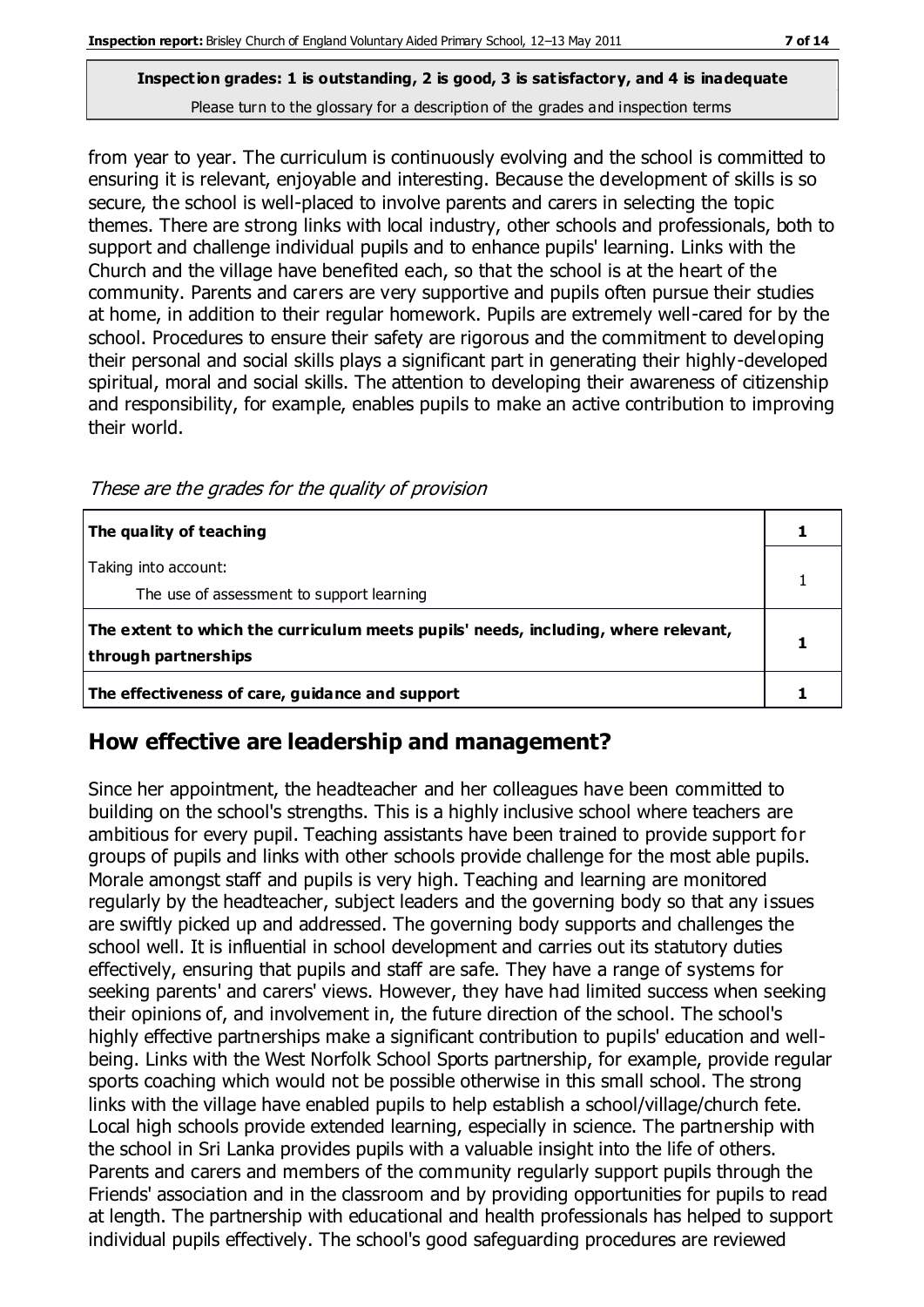from year to year. The curriculum is continuously evolving and the school is committed to ensuring it is relevant, enjoyable and interesting. Because the development of skills is so secure, the school is well-placed to involve parents and carers in selecting the topic themes. There are strong links with local industry, other schools and professionals, both to support and challenge individual pupils and to enhance pupils' learning. Links with the Church and the village have benefited each, so that the school is at the heart of the community. Parents and carers are very supportive and pupils often pursue their studies at home, in addition to their regular homework. Pupils are extremely well-cared for by the school. Procedures to ensure their safety are rigorous and the commitment to developing their personal and social skills plays a significant part in generating their highly-developed spiritual, moral and social skills. The attention to developing their awareness of citizenship and responsibility, for example, enables pupils to make an active contribution to improving their world.

*These are the grades for the quality of provision*

| | |
|---|---|
| **The quality of teaching** | **1** |
| Taking into account:<br>The use of assessment to support learning | 1 |
| **The extent to which the curriculum meets pupils' needs, including, where relevant, through partnerships** | **1** |
| **The effectiveness of care, guidance and support** | **1** |

## How effective are leadership and management?

Since her appointment, the headteacher and her colleagues have been committed to building on the school's strengths. This is a highly inclusive school where teachers are ambitious for every pupil. Teaching assistants have been trained to provide support for groups of pupils and links with other schools provide challenge for the most able pupils. Morale amongst staff and pupils is very high. Teaching and learning are monitored regularly by the headteacher, subject leaders and the governing body so that any issues are swiftly picked up and addressed. The governing body supports and challenges the school well. It is influential in school development and carries out its statutory duties effectively, ensuring that pupils and staff are safe. They have a range of systems for seeking parents' and carers' views. However, they have had limited success when seeking their opinions of, and involvement in, the future direction of the school. The school's highly effective partnerships make a significant contribution to pupils' education and well-being. Links with the West Norfolk School Sports partnership, for example, provide regular sports coaching which would not be possible otherwise in this small school. The strong links with the village have enabled pupils to help establish a school/village/church fete. Local high schools provide extended learning, especially in science. The partnership with the school in Sri Lanka provides pupils with a valuable insight into the life of others. Parents and carers and members of the community regularly support pupils through the Friends' association and in the classroom and by providing opportunities for pupils to read at length. The partnership with educational and health professionals has helped to support individual pupils effectively. The school's good safeguarding procedures are reviewed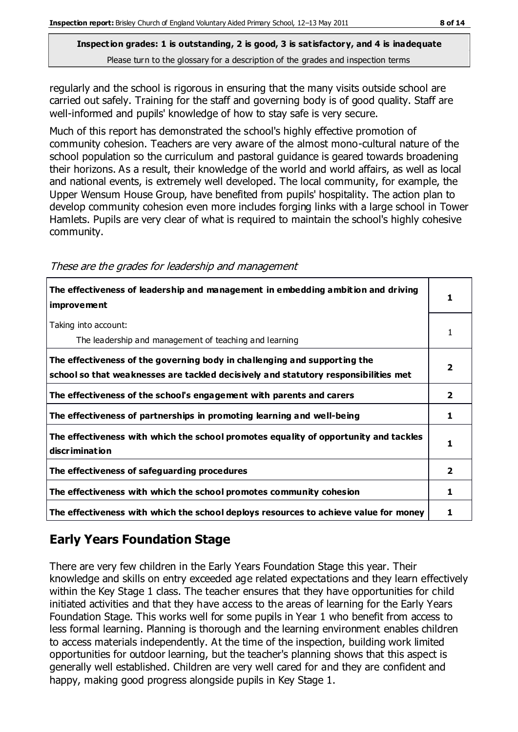**Inspection grades: 1 is outstanding, 2 is good, 3 is satisfactory, and 4 is inadequate**
Please turn to the glossary for a description of the grades and inspection terms

regularly and the school is rigorous in ensuring that the many visits outside school are carried out safely. Training for the staff and governing body is of good quality. Staff are well-informed and pupils' knowledge of how to stay safe is very secure.

Much of this report has demonstrated the school's highly effective promotion of community cohesion. Teachers are very aware of the almost mono-cultural nature of the school population so the curriculum and pastoral guidance is geared towards broadening their horizons. As a result, their knowledge of the world and world affairs, as well as local and national events, is extremely well developed. The local community, for example, the Upper Wensum House Group, have benefited from pupils' hospitality. The action plan to develop community cohesion even more includes forging links with a large school in Tower Hamlets. Pupils are very clear of what is required to maintain the school's highly cohesive community.

*These are the grades for leadership and management*

| | |
|---|---|
| **The effectiveness of leadership and management in embedding ambition and driving improvement** | **1** |
| Taking into account: The leadership and management of teaching and learning | 1 |
| **The effectiveness of the governing body in challenging and supporting the school so that weaknesses are tackled decisively and statutory responsibilities met** | **2** |
| **The effectiveness of the school's engagement with parents and carers** | **2** |
| **The effectiveness of partnerships in promoting learning and well-being** | **1** |
| **The effectiveness with which the school promotes equality of opportunity and tackles discrimination** | **1** |
| **The effectiveness of safeguarding procedures** | **2** |
| **The effectiveness with which the school promotes community cohesion** | **1** |
| **The effectiveness with which the school deploys resources to achieve value for money** | **1** |

## Early Years Foundation Stage

There are very few children in the Early Years Foundation Stage this year. Their knowledge and skills on entry exceeded age related expectations and they learn effectively within the Key Stage 1 class. The teacher ensures that they have opportunities for child initiated activities and that they have access to the areas of learning for the Early Years Foundation Stage. This works well for some pupils in Year 1 who benefit from access to less formal learning. Planning is thorough and the learning environment enables children to access materials independently. At the time of the inspection, building work limited opportunities for outdoor learning, but the teacher's planning shows that this aspect is generally well established. Children are very well cared for and they are confident and happy, making good progress alongside pupils in Key Stage 1.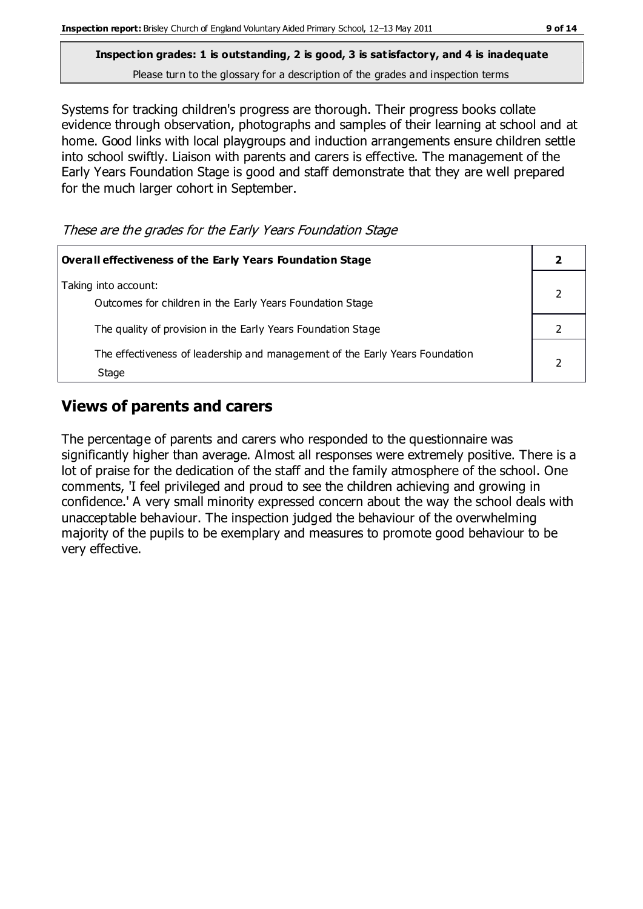**Inspection grades: 1 is outstanding, 2 is good, 3 is satisfactory, and 4 is inadequate**
Please turn to the glossary for a description of the grades and inspection terms

Systems for tracking children's progress are thorough. Their progress books collate evidence through observation, photographs and samples of their learning at school and at home. Good links with local playgroups and induction arrangements ensure children settle into school swiftly. Liaison with parents and carers is effective. The management of the Early Years Foundation Stage is good and staff demonstrate that they are well prepared for the much larger cohort in September.

*These are the grades for the Early Years Foundation Stage*

| **Overall effectiveness of the Early Years Foundation Stage** | **2** |
|---|---|
| Taking into account: <br> Outcomes for children in the Early Years Foundation Stage | 2 |
| The quality of provision in the Early Years Foundation Stage | 2 |
| The effectiveness of leadership and management of the Early Years Foundation Stage | 2 |

## Views of parents and carers

The percentage of parents and carers who responded to the questionnaire was significantly higher than average. Almost all responses were extremely positive. There is a lot of praise for the dedication of the staff and the family atmosphere of the school. One comments, 'I feel privileged and proud to see the children achieving and growing in confidence.' A very small minority expressed concern about the way the school deals with unacceptable behaviour. The inspection judged the behaviour of the overwhelming majority of the pupils to be exemplary and measures to promote good behaviour to be very effective.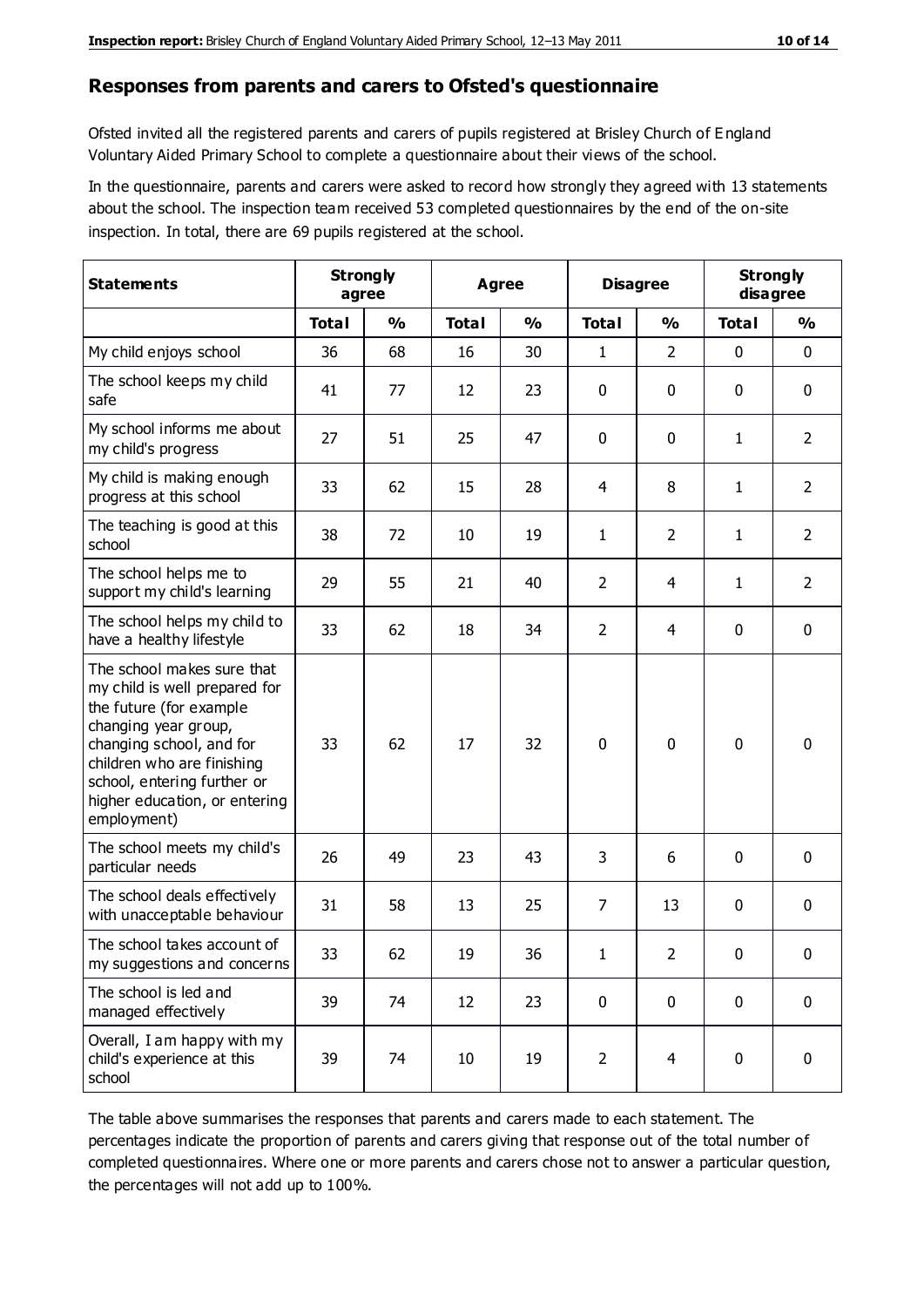## Responses from parents and carers to Ofsted's questionnaire

Ofsted invited all the registered parents and carers of pupils registered at Brisley Church of England Voluntary Aided Primary School to complete a questionnaire about their views of the school.

In the questionnaire, parents and carers were asked to record how strongly they agreed with 13 statements about the school. The inspection team received 53 completed questionnaires by the end of the on-site inspection. In total, there are 69 pupils registered at the school.

| Statements | Strongly agree | | Agree | | Disagree | | Strongly disagree | |
|---|---|---|---|---|---|---|---|---|
| | Total | % | Total | % | Total | % | Total | % |
| My child enjoys school | 36 | 68 | 16 | 30 | 1 | 2 | 0 | 0 |
| The school keeps my child safe | 41 | 77 | 12 | 23 | 0 | 0 | 0 | 0 |
| My school informs me about my child's progress | 27 | 51 | 25 | 47 | 0 | 0 | 1 | 2 |
| My child is making enough progress at this school | 33 | 62 | 15 | 28 | 4 | 8 | 1 | 2 |
| The teaching is good at this school | 38 | 72 | 10 | 19 | 1 | 2 | 1 | 2 |
| The school helps me to support my child's learning | 29 | 55 | 21 | 40 | 2 | 4 | 1 | 2 |
| The school helps my child to have a healthy lifestyle | 33 | 62 | 18 | 34 | 2 | 4 | 0 | 0 |
| The school makes sure that my child is well prepared for the future (for example changing year group, changing school, and for children who are finishing school, entering further or higher education, or entering employment) | 33 | 62 | 17 | 32 | 0 | 0 | 0 | 0 |
| The school meets my child's particular needs | 26 | 49 | 23 | 43 | 3 | 6 | 0 | 0 |
| The school deals effectively with unacceptable behaviour | 31 | 58 | 13 | 25 | 7 | 13 | 0 | 0 |
| The school takes account of my suggestions and concerns | 33 | 62 | 19 | 36 | 1 | 2 | 0 | 0 |
| The school is led and managed effectively | 39 | 74 | 12 | 23 | 0 | 0 | 0 | 0 |
| Overall, I am happy with my child's experience at this school | 39 | 74 | 10 | 19 | 2 | 4 | 0 | 0 |

The table above summarises the responses that parents and carers made to each statement. The percentages indicate the proportion of parents and carers giving that response out of the total number of completed questionnaires. Where one or more parents and carers chose not to answer a particular question, the percentages will not add up to 100%.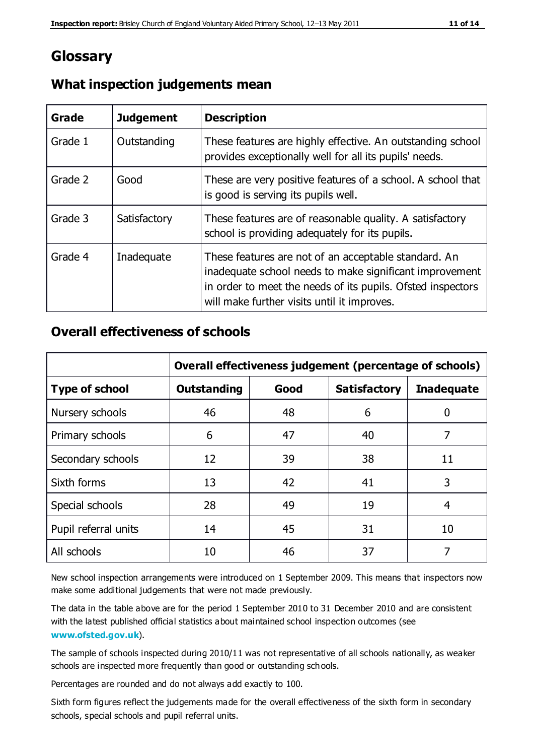# Glossary

## What inspection judgements mean

| Grade | Judgement | Description |
|---|---|---|
| Grade 1 | Outstanding | These features are highly effective. An outstanding school provides exceptionally well for all its pupils' needs. |
| Grade 2 | Good | These are very positive features of a school. A school that is good is serving its pupils well. |
| Grade 3 | Satisfactory | These features are of reasonable quality. A satisfactory school is providing adequately for its pupils. |
| Grade 4 | Inadequate | These features are not of an acceptable standard. An inadequate school needs to make significant improvement in order to meet the needs of its pupils. Ofsted inspectors will make further visits until it improves. |

## Overall effectiveness of schools

| | Overall effectiveness judgement (percentage of schools) | | | |
|---|---|---|---|---|
| **Type of school** | **Outstanding** | **Good** | **Satisfactory** | **Inadequate** |
| Nursery schools | 46 | 48 | 6 | 0 |
| Primary schools | 6 | 47 | 40 | 7 |
| Secondary schools | 12 | 39 | 38 | 11 |
| Sixth forms | 13 | 42 | 41 | 3 |
| Special schools | 28 | 49 | 19 | 4 |
| Pupil referral units | 14 | 45 | 31 | 10 |
| All schools | 10 | 46 | 37 | 7 |

New school inspection arrangements were introduced on 1 September 2009. This means that inspectors now make some additional judgements that were not made previously.

The data in the table above are for the period 1 September 2010 to 31 December 2010 and are consistent with the latest published official statistics about maintained school inspection outcomes (see **www.ofsted.gov.uk**).

The sample of schools inspected during 2010/11 was not representative of all schools nationally, as weaker schools are inspected more frequently than good or outstanding schools.

Percentages are rounded and do not always add exactly to 100.

Sixth form figures reflect the judgements made for the overall effectiveness of the sixth form in secondary schools, special schools and pupil referral units.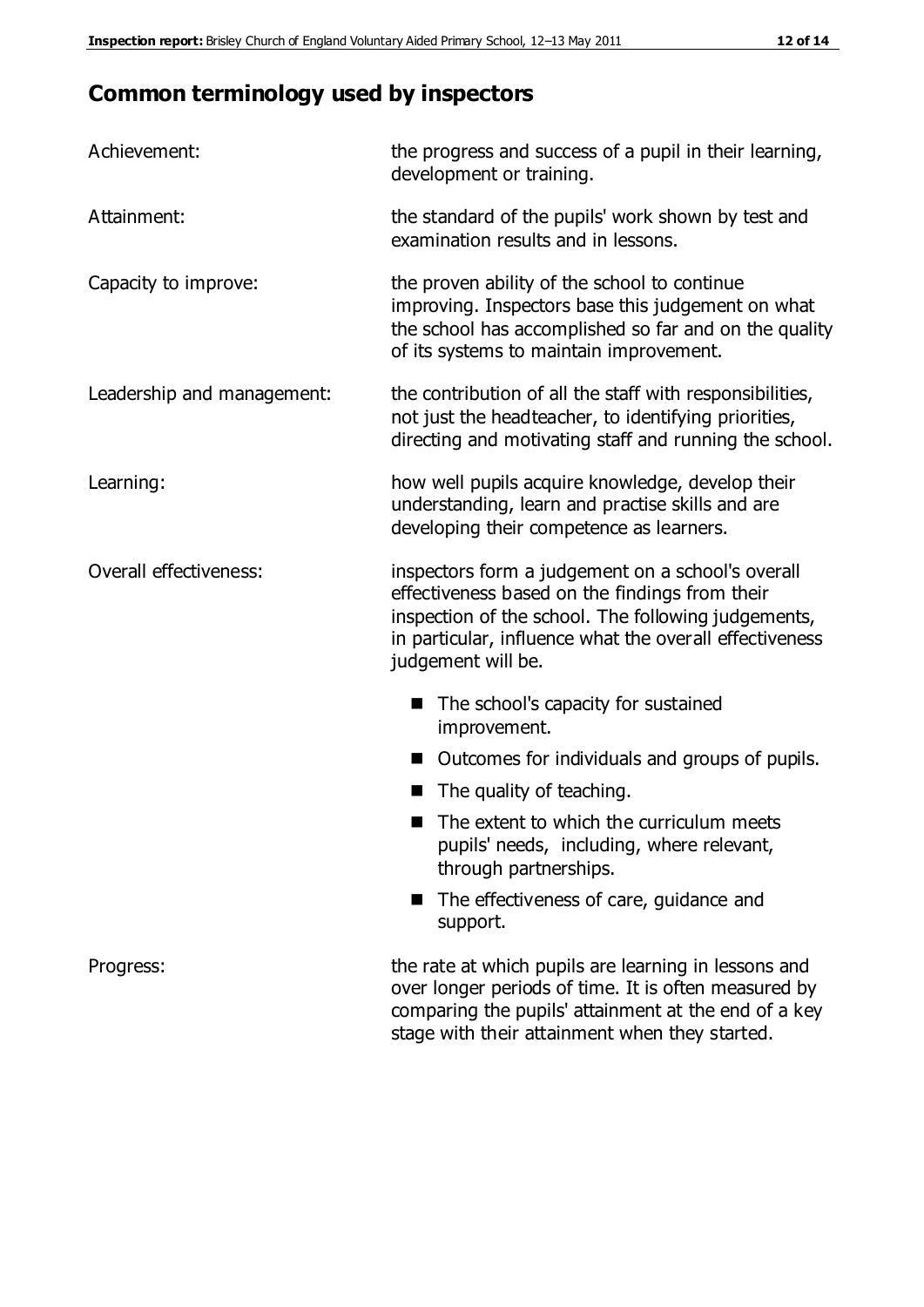## Common terminology used by inspectors

| | |
|---|---|
| Achievement: | the progress and success of a pupil in their learning, development or training. |
| Attainment: | the standard of the pupils' work shown by test and examination results and in lessons. |
| Capacity to improve: | the proven ability of the school to continue improving. Inspectors base this judgement on what the school has accomplished so far and on the quality of its systems to maintain improvement. |
| Leadership and management: | the contribution of all the staff with responsibilities, not just the headteacher, to identifying priorities, directing and motivating staff and running the school. |
| Learning: | how well pupils acquire knowledge, develop their understanding, learn and practise skills and are developing their competence as learners. |
| Overall effectiveness: | inspectors form a judgement on a school's overall effectiveness based on the findings from their inspection of the school. The following judgements, in particular, influence what the overall effectiveness judgement will be. <br>■ The school's capacity for sustained improvement.<br>■ Outcomes for individuals and groups of pupils.<br>■ The quality of teaching.<br>■ The extent to which the curriculum meets pupils' needs, including, where relevant, through partnerships.<br>■ The effectiveness of care, guidance and support. |
| Progress: | the rate at which pupils are learning in lessons and over longer periods of time. It is often measured by comparing the pupils' attainment at the end of a key stage with their attainment when they started. |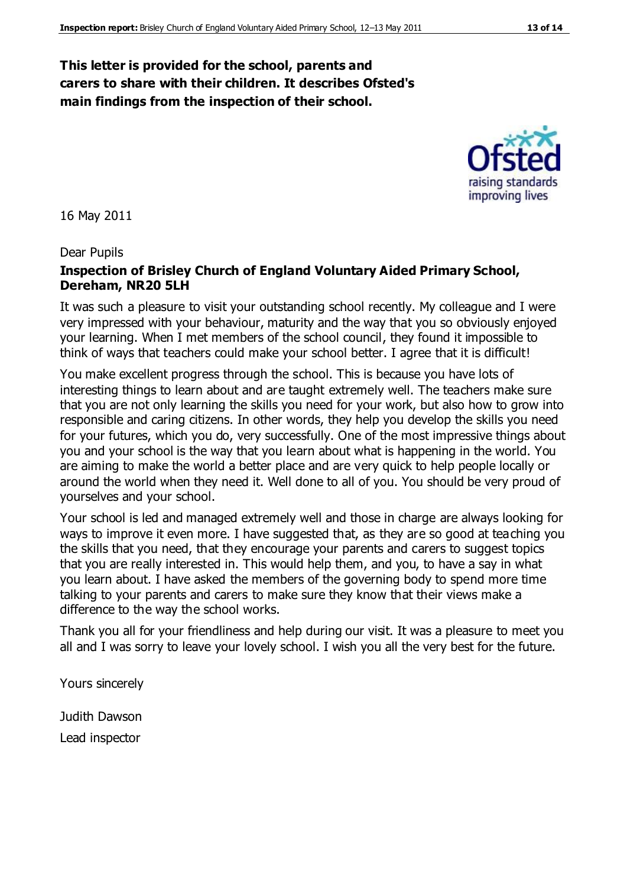**This letter is provided for the school, parents and carers to share with their children. It describes Ofsted's main findings from the inspection of their school.**

16 May 2011

Dear Pupils

**Inspection of Brisley Church of England Voluntary Aided Primary School, Dereham, NR20 5LH**

It was such a pleasure to visit your outstanding school recently. My colleague and I were very impressed with your behaviour, maturity and the way that you so obviously enjoyed your learning. When I met members of the school council, they found it impossible to think of ways that teachers could make your school better. I agree that it is difficult!

You make excellent progress through the school. This is because you have lots of interesting things to learn about and are taught extremely well. The teachers make sure that you are not only learning the skills you need for your work, but also how to grow into responsible and caring citizens. In other words, they help you develop the skills you need for your futures, which you do, very successfully. One of the most impressive things about you and your school is the way that you learn about what is happening in the world. You are aiming to make the world a better place and are very quick to help people locally or around the world when they need it. Well done to all of you. You should be very proud of yourselves and your school.

Your school is led and managed extremely well and those in charge are always looking for ways to improve it even more. I have suggested that, as they are so good at teaching you the skills that you need, that they encourage your parents and carers to suggest topics that you are really interested in. This would help them, and you, to have a say in what you learn about. I have asked the members of the governing body to spend more time talking to your parents and carers to make sure they know that their views make a difference to the way the school works.

Thank you all for your friendliness and help during our visit. It was a pleasure to meet you all and I was sorry to leave your lovely school. I wish you all the very best for the future.

Yours sincerely

Judith Dawson

Lead inspector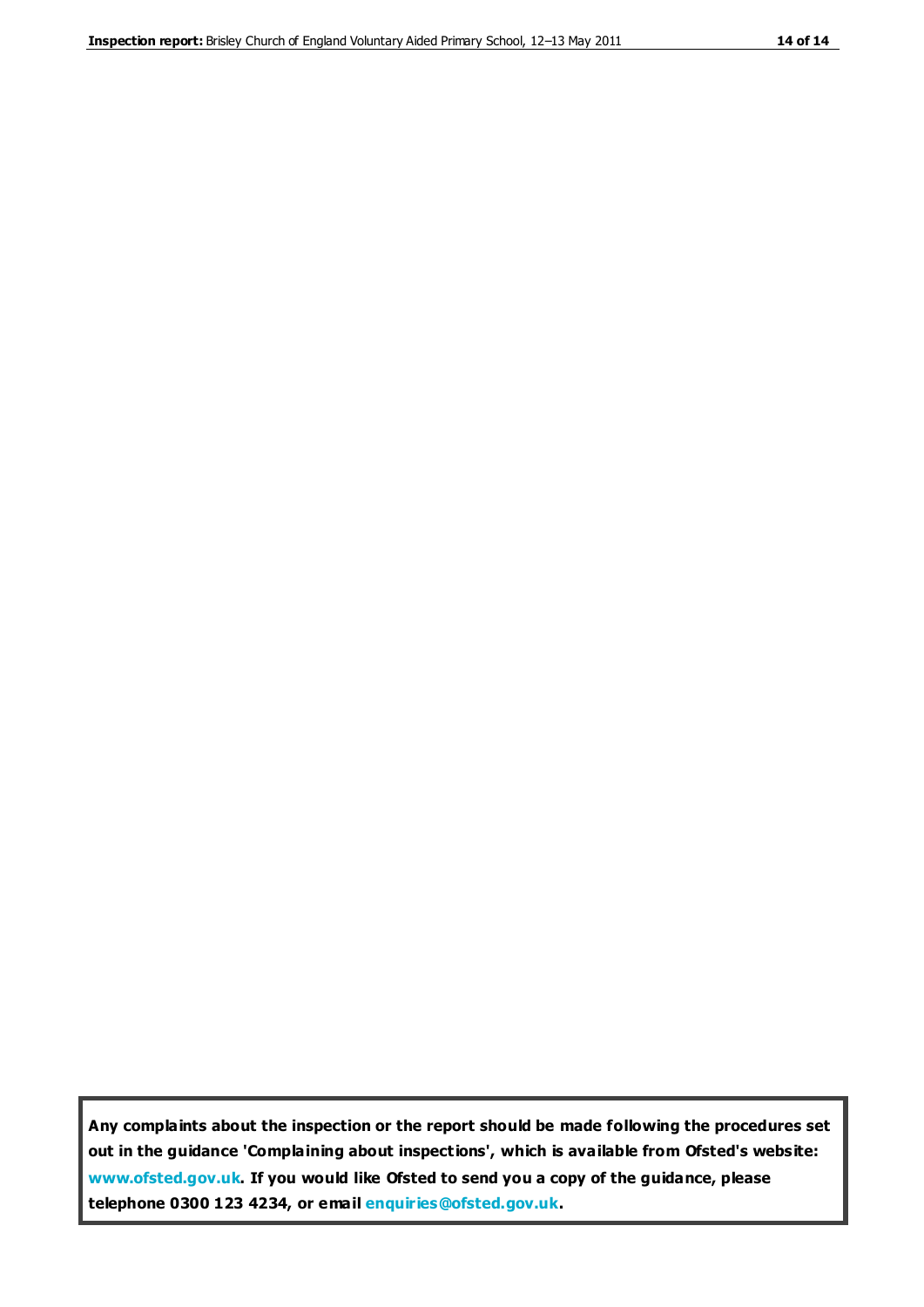**Any complaints about the inspection or the report should be made following the procedures set out in the guidance 'Complaining about inspections', which is available from Ofsted's website: www.ofsted.gov.uk. If you would like Ofsted to send you a copy of the guidance, please telephone 0300 123 4234, or email enquiries@ofsted.gov.uk.**